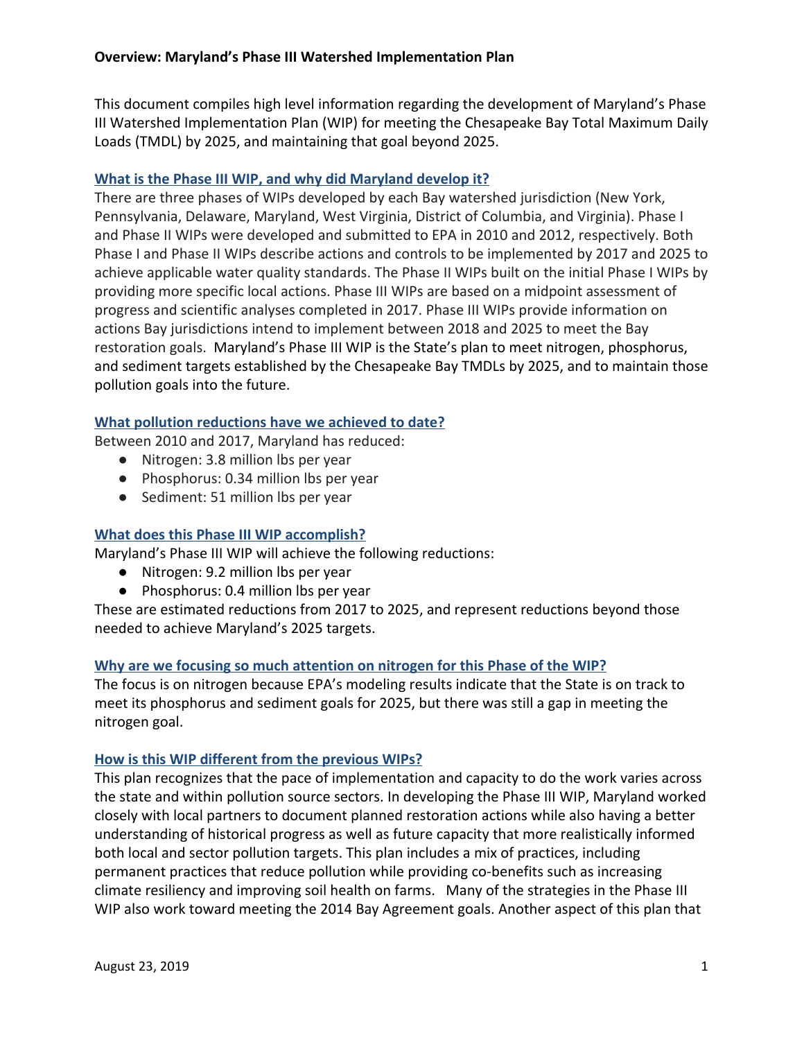# Overview: Maryland's Phase III Watershed Implementation Plan

This document compiles high level information regarding the development of Maryland's Phase III Watershed Implementation Plan (WIP) for meeting the Chesapeake Bay Total Maximum Daily Loads (TMDL) by 2025, and maintaining that goal beyond 2025.

## What is the Phase III WIP, and why did Maryland develop it?

There are three phases of WIPs developed by each Bay watershed jurisdiction (New York, Pennsylvania, Delaware, Maryland, West Virginia, District of Columbia, and Virginia). Phase I and Phase II WIPs were developed and submitted to EPA in 2010 and 2012, respectively. Both Phase I and Phase II WIPs describe actions and controls to be implemented by 2017 and 2025 to achieve applicable water quality standards. The Phase II WIPs built on the initial Phase I WIPs by providing more specific local actions. Phase III WIPs are based on a midpoint assessment of progress and scientific analyses completed in 2017. Phase III WIPs provide information on actions Bay jurisdictions intend to implement between 2018 and 2025 to meet the Bay restoration goals. Maryland's Phase III WIP is the State's plan to meet nitrogen, phosphorus, and sediment targets established by the Chesapeake Bay TMDLs by 2025, and to maintain those pollution goals into the future.

## What pollution reductions have we achieved to date?

Between 2010 and 2017, Maryland has reduced:

- Nitrogen: 3.8 million lbs per year
- Phosphorus: 0.34 million lbs per year
- Sediment: 51 million lbs per year

## What does this Phase III WIP accomplish?

Maryland's Phase III WIP will achieve the following reductions:

- Nitrogen: 9.2 million lbs per year
- Phosphorus: 0.4 million lbs per year

These are estimated reductions from 2017 to 2025, and represent reductions beyond those needed to achieve Maryland's 2025 targets.

## Why are we focusing so much attention on nitrogen for this Phase of the WIP?

The focus is on nitrogen because EPA's modeling results indicate that the State is on track to meet its phosphorus and sediment goals for 2025, but there was still a gap in meeting the nitrogen goal.

## How is this WIP different from the previous WIPs?

This plan recognizes that the pace of implementation and capacity to do the work varies across the state and within pollution source sectors. In developing the Phase III WIP, Maryland worked closely with local partners to document planned restoration actions while also having a better understanding of historical progress as well as future capacity that more realistically informed both local and sector pollution targets. This plan includes a mix of practices, including permanent practices that reduce pollution while providing co-benefits such as increasing climate resiliency and improving soil health on farms. Many of the strategies in the Phase III WIP also work toward meeting the 2014 Bay Agreement goals. Another aspect of this plan that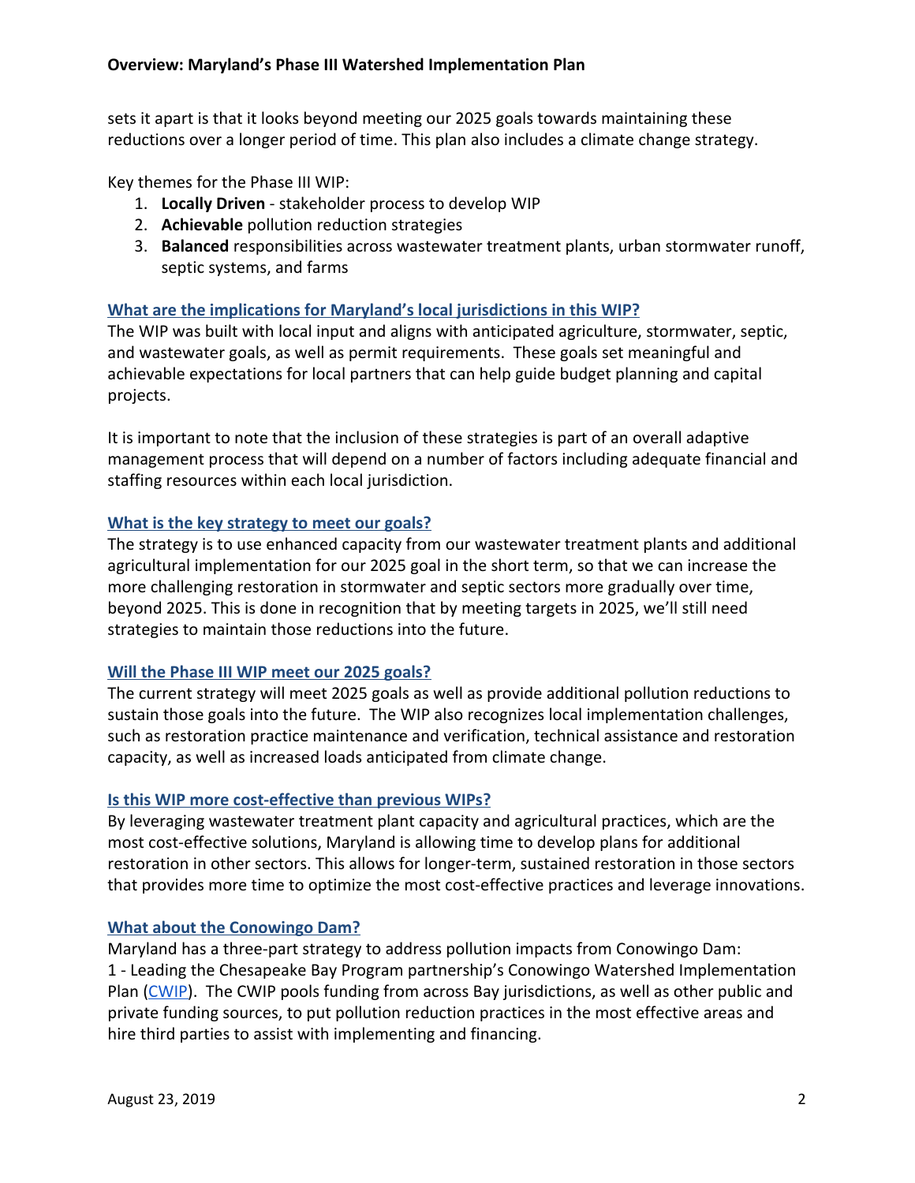sets it apart is that it looks beyond meeting our 2025 goals towards maintaining these reductions over a longer period of time. This plan also includes a climate change strategy.

Key themes for the Phase III WIP:

1. **Locally Driven** - stakeholder process to develop WIP
2. **Achievable** pollution reduction strategies
3. **Balanced** responsibilities across wastewater treatment plants, urban stormwater runoff, septic systems, and farms

### What are the implications for Maryland's local jurisdictions in this WIP?

The WIP was built with local input and aligns with anticipated agriculture, stormwater, septic, and wastewater goals, as well as permit requirements. These goals set meaningful and achievable expectations for local partners that can help guide budget planning and capital projects.

It is important to note that the inclusion of these strategies is part of an overall adaptive management process that will depend on a number of factors including adequate financial and staffing resources within each local jurisdiction.

### What is the key strategy to meet our goals?

The strategy is to use enhanced capacity from our wastewater treatment plants and additional agricultural implementation for our 2025 goal in the short term, so that we can increase the more challenging restoration in stormwater and septic sectors more gradually over time, beyond 2025. This is done in recognition that by meeting targets in 2025, we'll still need strategies to maintain those reductions into the future.

### Will the Phase III WIP meet our 2025 goals?

The current strategy will meet 2025 goals as well as provide additional pollution reductions to sustain those goals into the future. The WIP also recognizes local implementation challenges, such as restoration practice maintenance and verification, technical assistance and restoration capacity, as well as increased loads anticipated from climate change.

### Is this WIP more cost-effective than previous WIPs?

By leveraging wastewater treatment plant capacity and agricultural practices, which are the most cost-effective solutions, Maryland is allowing time to develop plans for additional restoration in other sectors. This allows for longer-term, sustained restoration in those sectors that provides more time to optimize the most cost-effective practices and leverage innovations.

### What about the Conowingo Dam?

Maryland has a three-part strategy to address pollution impacts from Conowingo Dam:

1 - Leading the Chesapeake Bay Program partnership's Conowingo Watershed Implementation Plan (CWIP). The CWIP pools funding from across Bay jurisdictions, as well as other public and private funding sources, to put pollution reduction practices in the most effective areas and hire third parties to assist with implementing and financing.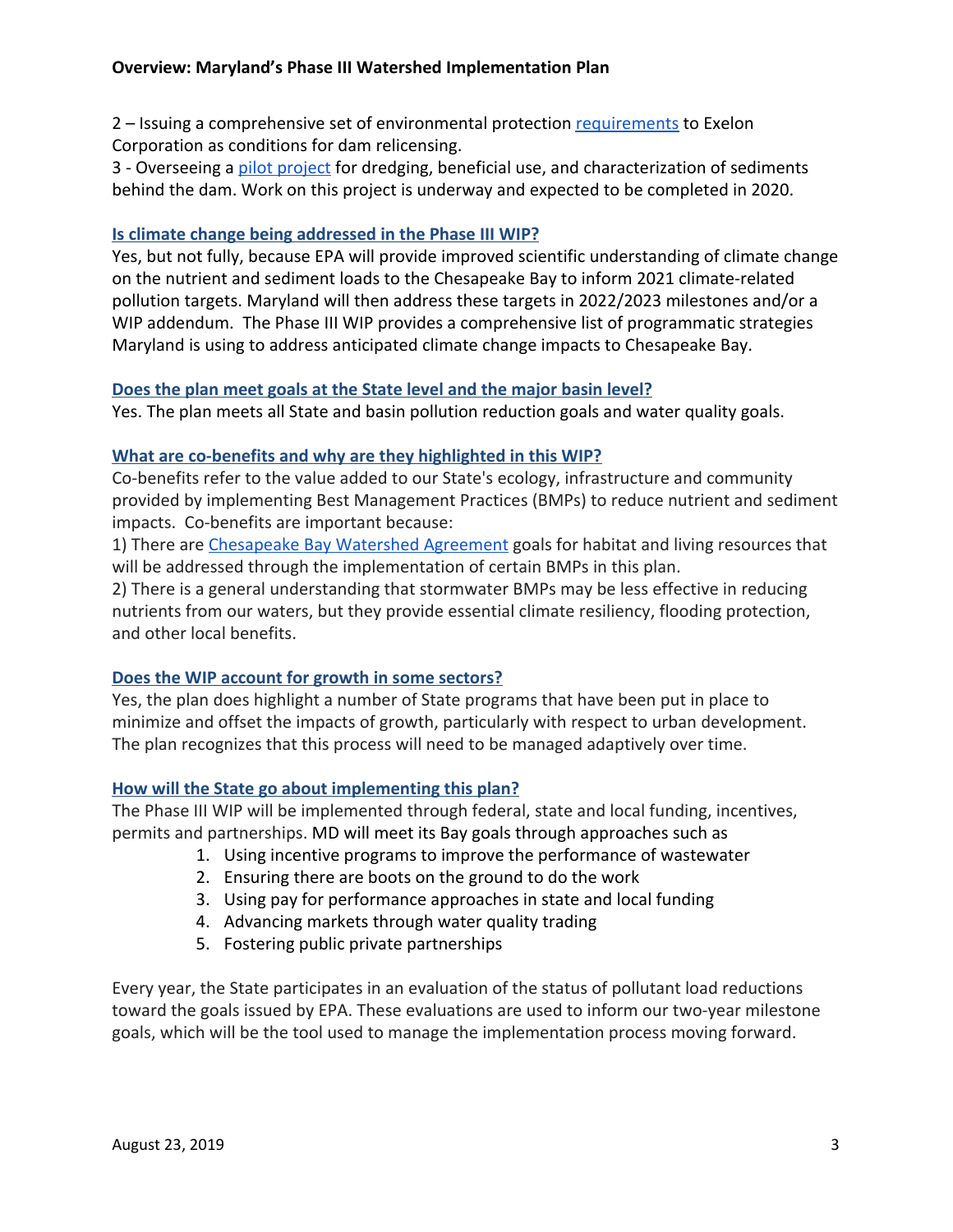2 – Issuing a comprehensive set of environmental protection requirements to Exelon Corporation as conditions for dam relicensing.
3 - Overseeing a pilot project for dredging, beneficial use, and characterization of sediments behind the dam. Work on this project is underway and expected to be completed in 2020.

### Is climate change being addressed in the Phase III WIP?

Yes, but not fully, because EPA will provide improved scientific understanding of climate change on the nutrient and sediment loads to the Chesapeake Bay to inform 2021 climate-related pollution targets. Maryland will then address these targets in 2022/2023 milestones and/or a WIP addendum. The Phase III WIP provides a comprehensive list of programmatic strategies Maryland is using to address anticipated climate change impacts to Chesapeake Bay.

### Does the plan meet goals at the State level and the major basin level?

Yes. The plan meets all State and basin pollution reduction goals and water quality goals.

### What are co-benefits and why are they highlighted in this WIP?

Co-benefits refer to the value added to our State's ecology, infrastructure and community provided by implementing Best Management Practices (BMPs) to reduce nutrient and sediment impacts. Co-benefits are important because:
1) There are Chesapeake Bay Watershed Agreement goals for habitat and living resources that will be addressed through the implementation of certain BMPs in this plan.
2) There is a general understanding that stormwater BMPs may be less effective in reducing nutrients from our waters, but they provide essential climate resiliency, flooding protection, and other local benefits.

### Does the WIP account for growth in some sectors?

Yes, the plan does highlight a number of State programs that have been put in place to minimize and offset the impacts of growth, particularly with respect to urban development. The plan recognizes that this process will need to be managed adaptively over time.

### How will the State go about implementing this plan?

The Phase III WIP will be implemented through federal, state and local funding, incentives, permits and partnerships. MD will meet its Bay goals through approaches such as

1. Using incentive programs to improve the performance of wastewater
2. Ensuring there are boots on the ground to do the work
3. Using pay for performance approaches in state and local funding
4. Advancing markets through water quality trading
5. Fostering public private partnerships

Every year, the State participates in an evaluation of the status of pollutant load reductions toward the goals issued by EPA. These evaluations are used to inform our two-year milestone goals, which will be the tool used to manage the implementation process moving forward.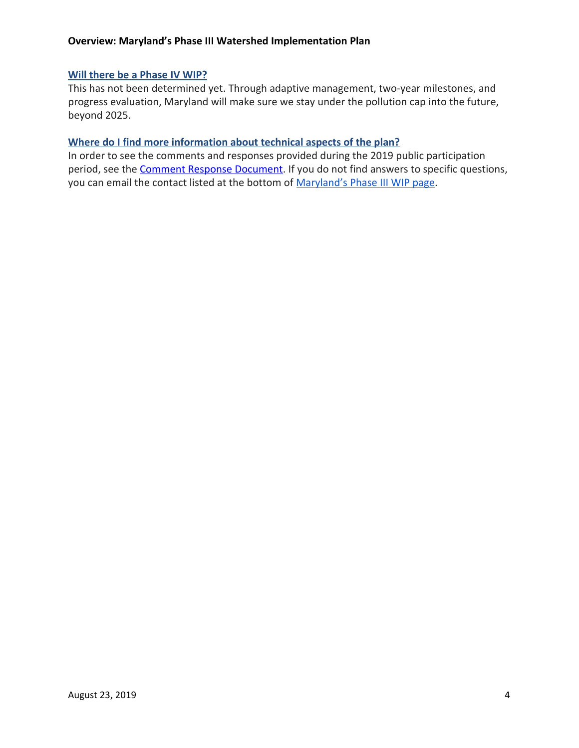### Will there be a Phase IV WIP?

This has not been determined yet. Through adaptive management, two-year milestones, and progress evaluation, Maryland will make sure we stay under the pollution cap into the future, beyond 2025.

### Where do I find more information about technical aspects of the plan?

In order to see the comments and responses provided during the 2019 public participation period, see the Comment Response Document. If you do not find answers to specific questions, you can email the contact listed at the bottom of Maryland's Phase III WIP page.